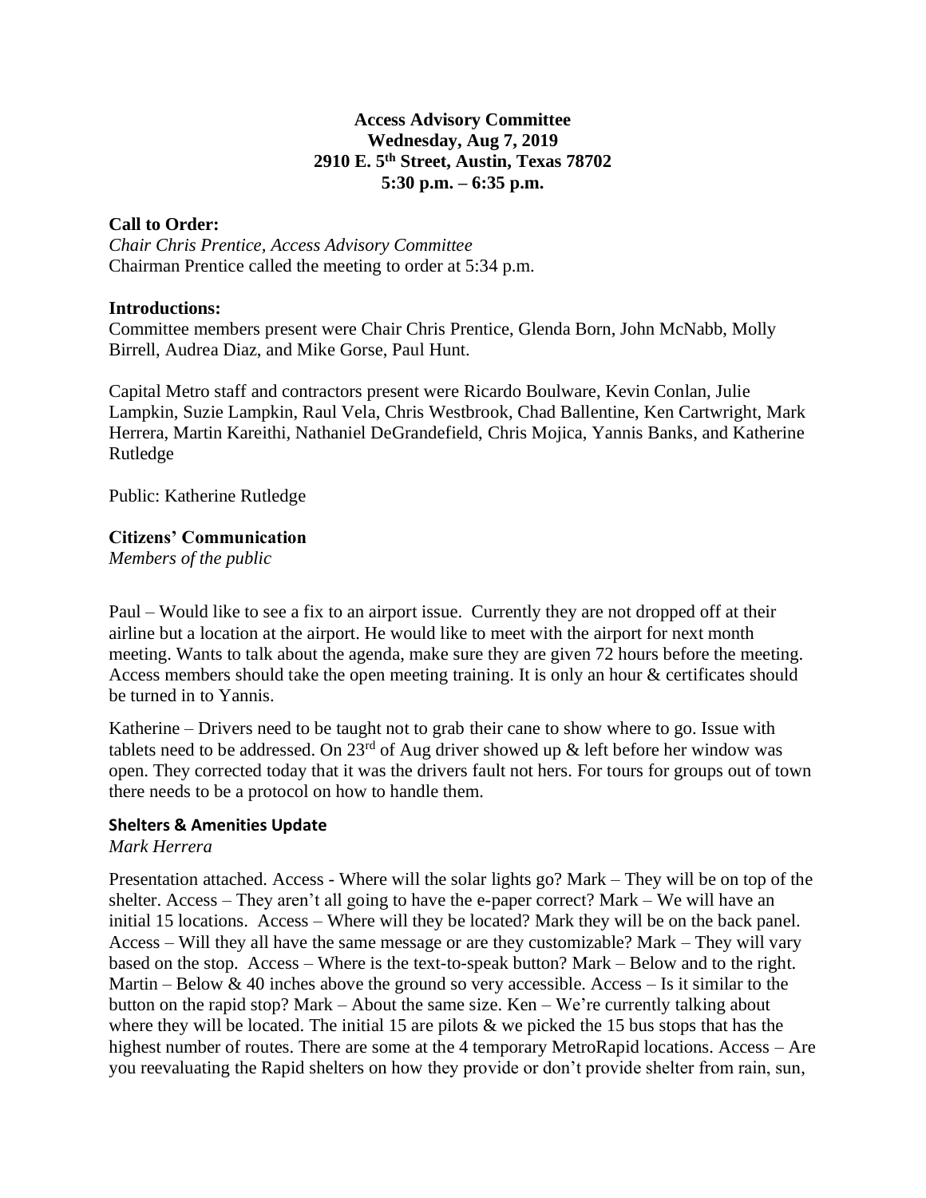**Access Advisory Committee**
**Wednesday, Aug 7, 2019**
**2910 E. 5th Street, Austin, Texas 78702**
**5:30 p.m. – 6:35 p.m.**

**Call to Order:**

*Chair Chris Prentice, Access Advisory Committee*
Chairman Prentice called the meeting to order at 5:34 p.m.

**Introductions:**

Committee members present were Chair Chris Prentice, Glenda Born, John McNabb, Molly Birrell, Audrea Diaz, and Mike Gorse, Paul Hunt.

Capital Metro staff and contractors present were Ricardo Boulware, Kevin Conlan, Julie Lampkin, Suzie Lampkin, Raul Vela, Chris Westbrook, Chad Ballentine, Ken Cartwright, Mark Herrera, Martin Kareithi, Nathaniel DeGrandefield, Chris Mojica, Yannis Banks, and Katherine Rutledge

Public: Katherine Rutledge

**Citizens' Communication**

*Members of the public*

Paul – Would like to see a fix to an airport issue. Currently they are not dropped off at their airline but a location at the airport. He would like to meet with the airport for next month meeting. Wants to talk about the agenda, make sure they are given 72 hours before the meeting. Access members should take the open meeting training. It is only an hour & certificates should be turned in to Yannis.

Katherine – Drivers need to be taught not to grab their cane to show where to go. Issue with tablets need to be addressed. On 23rd of Aug driver showed up & left before her window was open. They corrected today that it was the drivers fault not hers. For tours for groups out of town there needs to be a protocol on how to handle them.

**Shelters & Amenities Update**

*Mark Herrera*

Presentation attached. Access - Where will the solar lights go? Mark – They will be on top of the shelter. Access – They aren't all going to have the e-paper correct? Mark – We will have an initial 15 locations. Access – Where will they be located? Mark they will be on the back panel. Access – Will they all have the same message or are they customizable? Mark – They will vary based on the stop. Access – Where is the text-to-speak button? Mark – Below and to the right. Martin – Below & 40 inches above the ground so very accessible. Access – Is it similar to the button on the rapid stop? Mark – About the same size. Ken – We're currently talking about where they will be located. The initial 15 are pilots & we picked the 15 bus stops that has the highest number of routes. There are some at the 4 temporary MetroRapid locations. Access – Are you reevaluating the Rapid shelters on how they provide or don't provide shelter from rain, sun,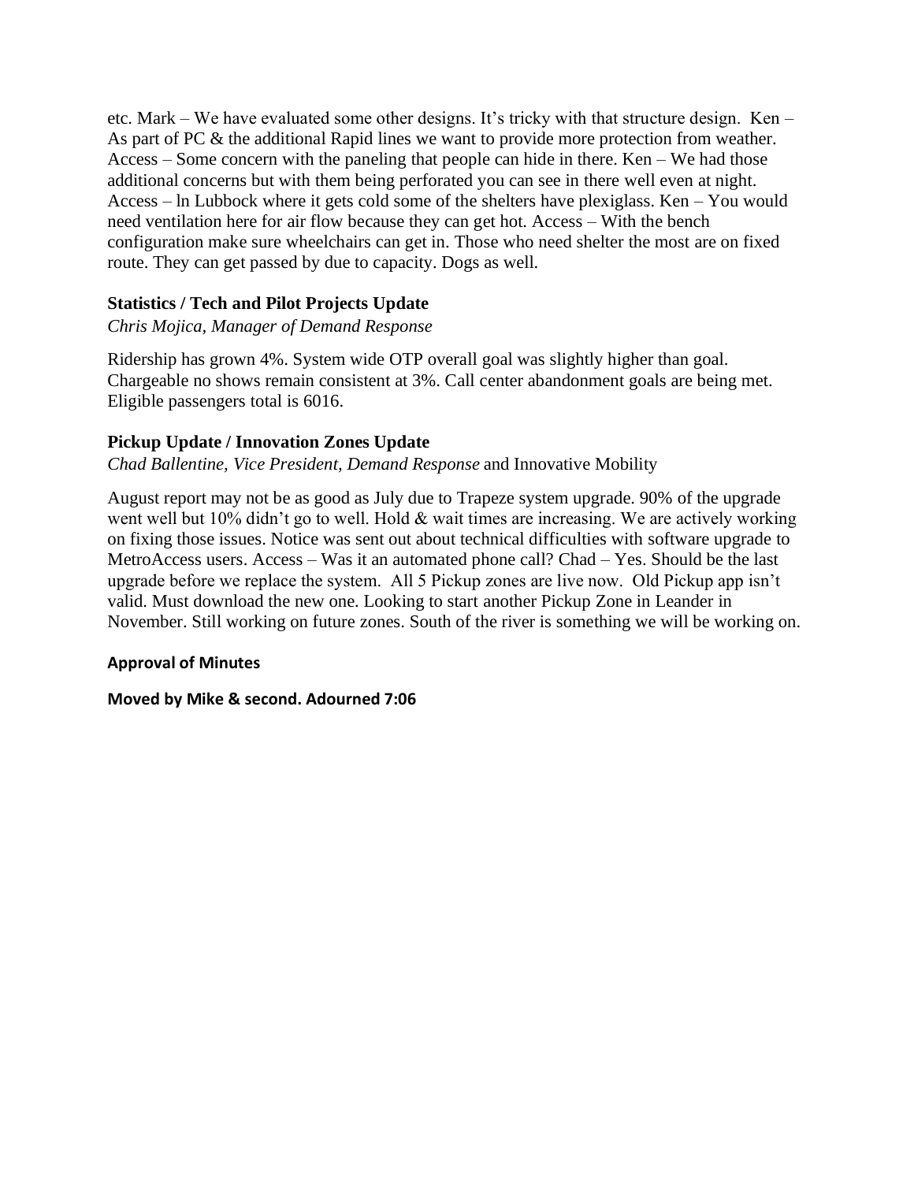etc. Mark – We have evaluated some other designs. It's tricky with that structure design. Ken – As part of PC & the additional Rapid lines we want to provide more protection from weather. Access – Some concern with the paneling that people can hide in there. Ken – We had those additional concerns but with them being perforated you can see in there well even at night. Access – ln Lubbock where it gets cold some of the shelters have plexiglass. Ken – You would need ventilation here for air flow because they can get hot. Access – With the bench configuration make sure wheelchairs can get in. Those who need shelter the most are on fixed route. They can get passed by due to capacity. Dogs as well.

### Statistics / Tech and Pilot Projects Update

*Chris Mojica, Manager of Demand Response*

Ridership has grown 4%. System wide OTP overall goal was slightly higher than goal. Chargeable no shows remain consistent at 3%. Call center abandonment goals are being met. Eligible passengers total is 6016.

### Pickup Update / Innovation Zones Update

*Chad Ballentine, Vice President, Demand Response* and Innovative Mobility

August report may not be as good as July due to Trapeze system upgrade. 90% of the upgrade went well but 10% didn't go to well. Hold & wait times are increasing. We are actively working on fixing those issues. Notice was sent out about technical difficulties with software upgrade to MetroAccess users. Access – Was it an automated phone call? Chad – Yes. Should be the last upgrade before we replace the system. All 5 Pickup zones are live now. Old Pickup app isn't valid. Must download the new one. Looking to start another Pickup Zone in Leander in November. Still working on future zones. South of the river is something we will be working on.

**Approval of Minutes**

**Moved by Mike & second. Adourned 7:06**